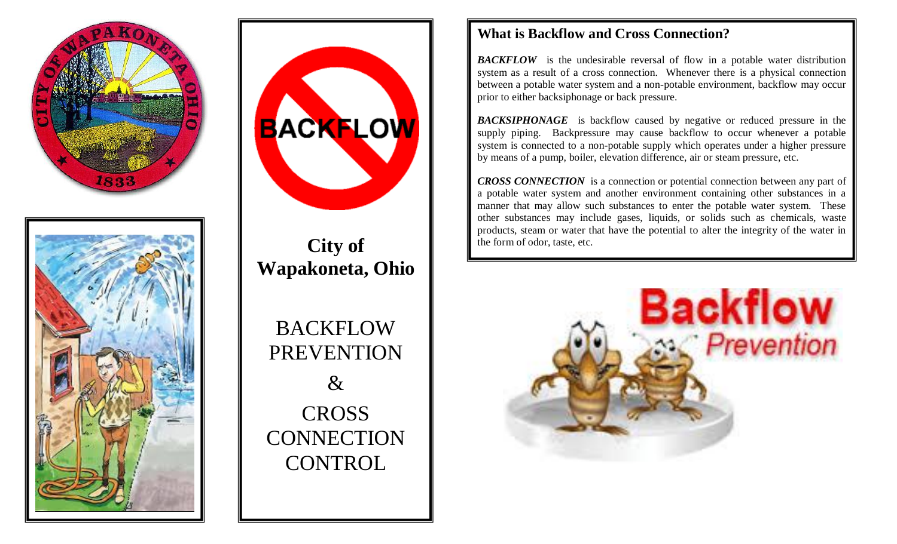City of Wapakoneta, Ohio

BACKFLOW PREVENTION & CROSS CONNECTION CONTROL

## What is Backflow and Cross Connection?

***BACKFLOW*** is the undesirable reversal of flow in a potable water distribution system as a result of a cross connection. Whenever there is a physical connection between a potable water system and a non-potable environment, backflow may occur prior to either backsiphonage or back pressure.

***BACKSIPHONAGE*** is backflow caused by negative or reduced pressure in the supply piping. Backpressure may cause backflow to occur whenever a potable system is connected to a non-potable supply which operates under a higher pressure by means of a pump, boiler, elevation difference, air or steam pressure, etc.

***CROSS CONNECTION*** is a connection or potential connection between any part of a potable water system and another environment containing other substances in a manner that may allow such substances to enter the potable water system. These other substances may include gases, liquids, or solids such as chemicals, waste products, steam or water that have the potential to alter the integrity of the water in the form of odor, taste, etc.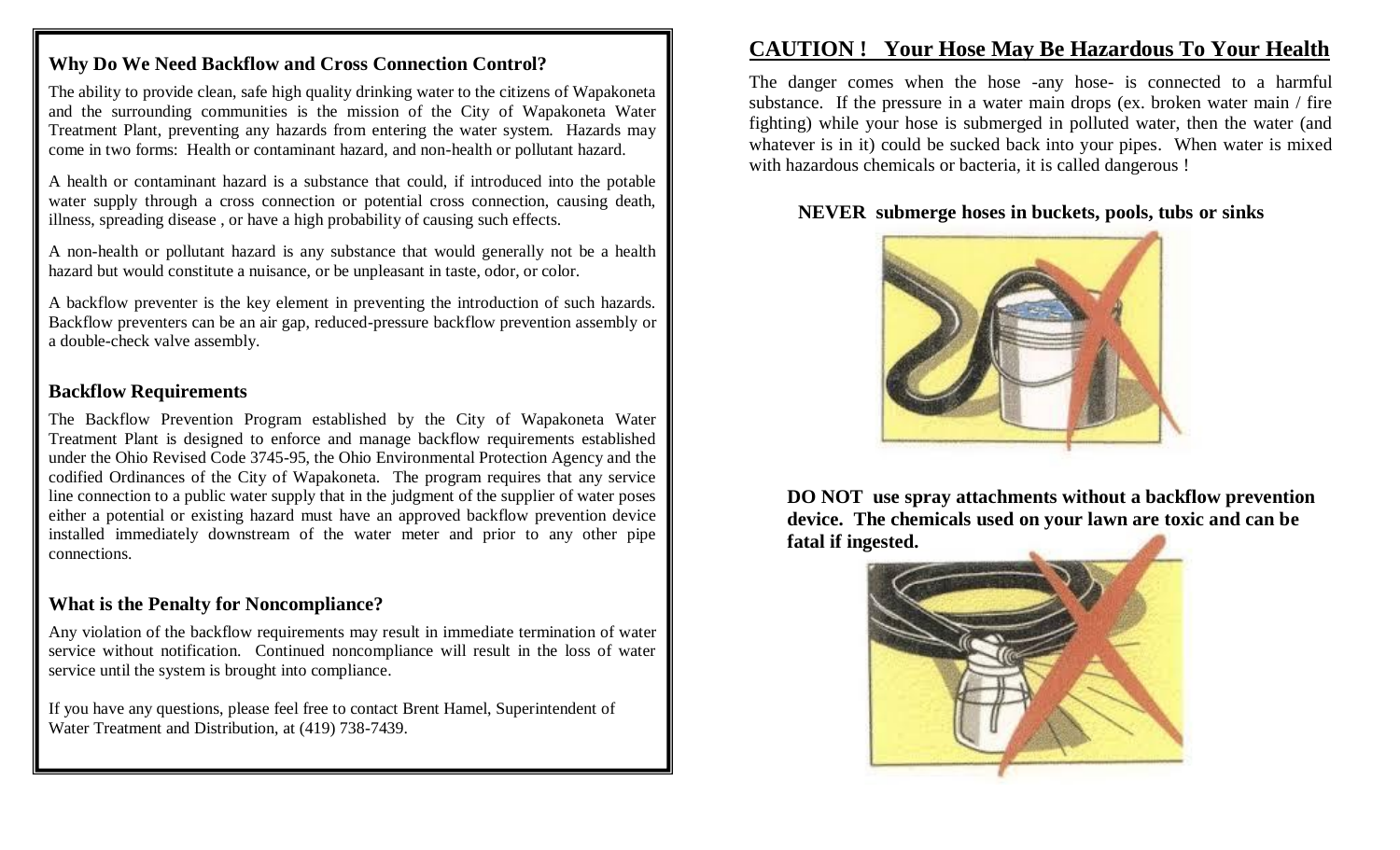## Why Do We Need Backflow and Cross Connection Control?

The ability to provide clean, safe high quality drinking water to the citizens of Wapakoneta and the surrounding communities is the mission of the City of Wapakoneta Water Treatment Plant, preventing any hazards from entering the water system. Hazards may come in two forms: Health or contaminant hazard, and non-health or pollutant hazard.

A health or contaminant hazard is a substance that could, if introduced into the potable water supply through a cross connection or potential cross connection, causing death, illness, spreading disease , or have a high probability of causing such effects.

A non-health or pollutant hazard is any substance that would generally not be a health hazard but would constitute a nuisance, or be unpleasant in taste, odor, or color.

A backflow preventer is the key element in preventing the introduction of such hazards. Backflow preventers can be an air gap, reduced-pressure backflow prevention assembly or a double-check valve assembly.

## Backflow Requirements

The Backflow Prevention Program established by the City of Wapakoneta Water Treatment Plant is designed to enforce and manage backflow requirements established under the Ohio Revised Code 3745-95, the Ohio Environmental Protection Agency and the codified Ordinances of the City of Wapakoneta. The program requires that any service line connection to a public water supply that in the judgment of the supplier of water poses either a potential or existing hazard must have an approved backflow prevention device installed immediately downstream of the water meter and prior to any other pipe connections.

## What is the Penalty for Noncompliance?

Any violation of the backflow requirements may result in immediate termination of water service without notification. Continued noncompliance will result in the loss of water service until the system is brought into compliance.

If you have any questions, please feel free to contact Brent Hamel, Superintendent of Water Treatment and Distribution, at (419) 738-7439.

## CAUTION ! Your Hose May Be Hazardous To Your Health

The danger comes when the hose -any hose- is connected to a harmful substance. If the pressure in a water main drops (ex. broken water main / fire fighting) while your hose is submerged in polluted water, then the water (and whatever is in it) could be sucked back into your pipes. When water is mixed with hazardous chemicals or bacteria, it is called dangerous !

**NEVER submerge hoses in buckets, pools, tubs or sinks**

**DO NOT use spray attachments without a backflow prevention device. The chemicals used on your lawn are toxic and can be fatal if ingested.**